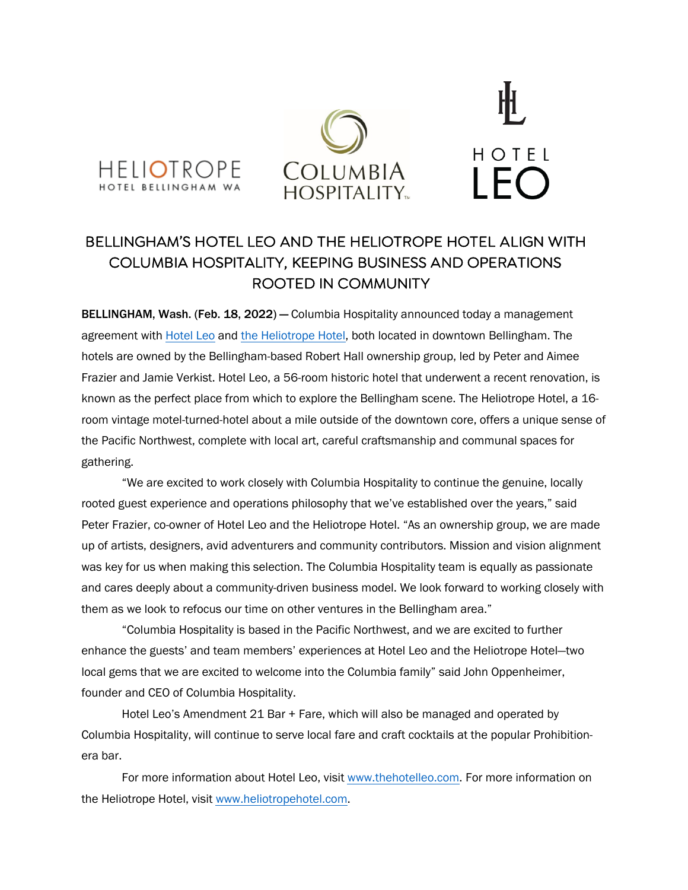HELIOTROPE
HOTEL BELLINGHAM WA

COLUMBIA
HOSPITALITY

HOTEL
LEO

# BELLINGHAM'S HOTEL LEO AND THE HELIOTROPE HOTEL ALIGN WITH COLUMBIA HOSPITALITY, KEEPING BUSINESS AND OPERATIONS ROOTED IN COMMUNITY

**BELLINGHAM, Wash.** (**Feb. 18, 2022**) **—** Columbia Hospitality announced today a management agreement with [Hotel Leo]() and [the Heliotrope Hotel](), both located in downtown Bellingham. The hotels are owned by the Bellingham-based Robert Hall ownership group, led by Peter and Aimee Frazier and Jamie Verkist. Hotel Leo, a 56-room historic hotel that underwent a recent renovation, is known as the perfect place from which to explore the Bellingham scene. The Heliotrope Hotel, a 16-room vintage motel-turned-hotel about a mile outside of the downtown core, offers a unique sense of the Pacific Northwest, complete with local art, careful craftsmanship and communal spaces for gathering.

"We are excited to work closely with Columbia Hospitality to continue the genuine, locally rooted guest experience and operations philosophy that we've established over the years," said Peter Frazier, co-owner of Hotel Leo and the Heliotrope Hotel. "As an ownership group, we are made up of artists, designers, avid adventurers and community contributors. Mission and vision alignment was key for us when making this selection. The Columbia Hospitality team is equally as passionate and cares deeply about a community-driven business model. We look forward to working closely with them as we look to refocus our time on other ventures in the Bellingham area."

"Columbia Hospitality is based in the Pacific Northwest, and we are excited to further enhance the guests' and team members' experiences at Hotel Leo and the Heliotrope Hotel—two local gems that we are excited to welcome into the Columbia family" said John Oppenheimer, founder and CEO of Columbia Hospitality.

Hotel Leo's Amendment 21 Bar + Fare, which will also be managed and operated by Columbia Hospitality, will continue to serve local fare and craft cocktails at the popular Prohibition-era bar.

For more information about Hotel Leo, visit [www.thehotelleo.com](). For more information on the Heliotrope Hotel, visit [www.heliotropehotel.com]().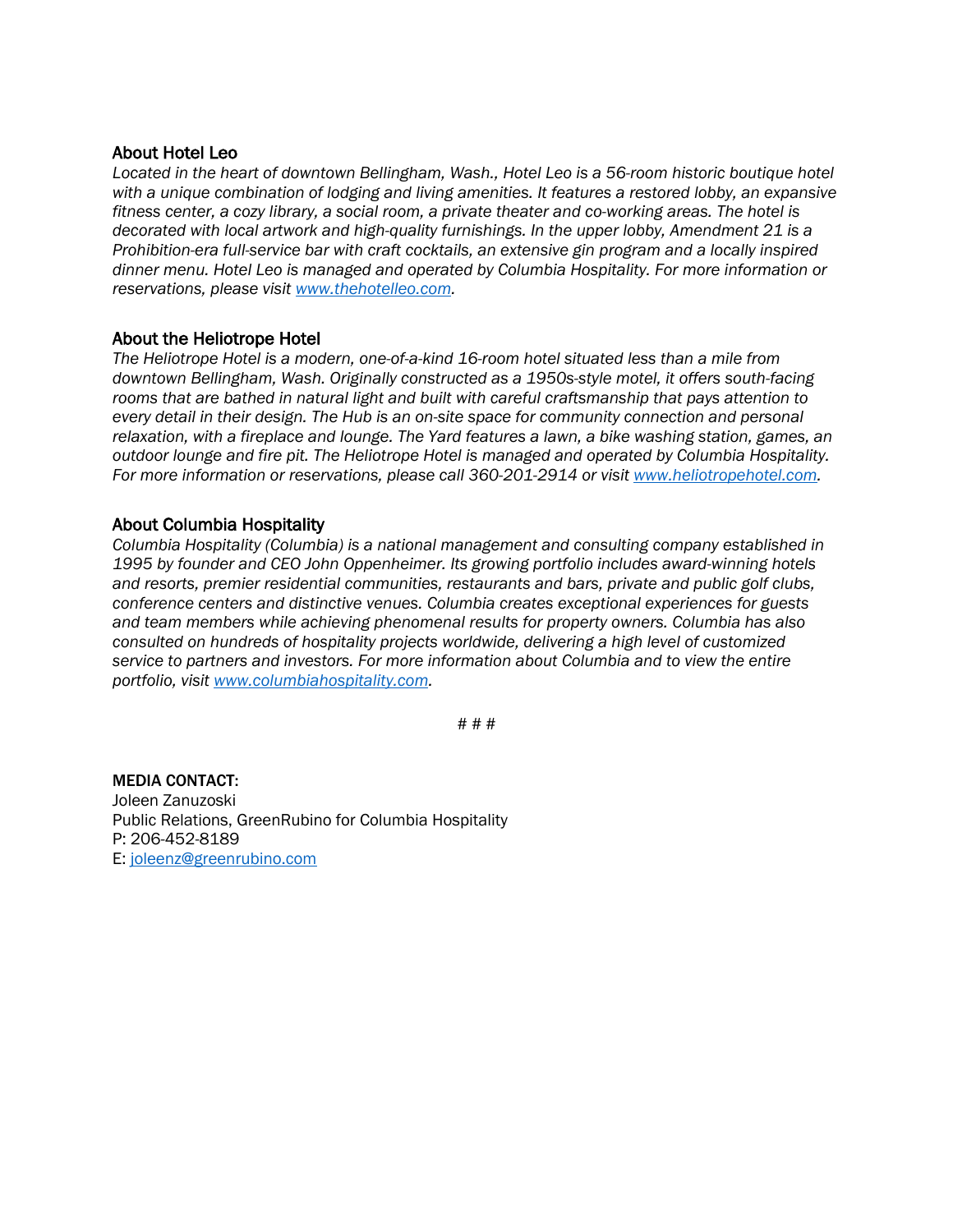### About Hotel Leo

*Located in the heart of downtown Bellingham, Wash., Hotel Leo is a 56-room historic boutique hotel with a unique combination of lodging and living amenities. It features a restored lobby, an expansive fitness center, a cozy library, a social room, a private theater and co-working areas. The hotel is decorated with local artwork and high-quality furnishings. In the upper lobby, Amendment 21 is a Prohibition-era full-service bar with craft cocktails, an extensive gin program and a locally inspired dinner menu. Hotel Leo is managed and operated by Columbia Hospitality. For more information or reservations, please visit [www.thehotelleo.com](http://www.thehotelleo.com).*

### About the Heliotrope Hotel

*The Heliotrope Hotel is a modern, one-of-a-kind 16-room hotel situated less than a mile from downtown Bellingham, Wash. Originally constructed as a 1950s-style motel, it offers south-facing rooms that are bathed in natural light and built with careful craftsmanship that pays attention to every detail in their design. The Hub is an on-site space for community connection and personal relaxation, with a fireplace and lounge. The Yard features a lawn, a bike washing station, games, an outdoor lounge and fire pit. The Heliotrope Hotel is managed and operated by Columbia Hospitality. For more information or reservations, please call 360-201-2914 or visit [www.heliotropehotel.com](http://www.heliotropehotel.com).*

### About Columbia Hospitality

*Columbia Hospitality (Columbia) is a national management and consulting company established in 1995 by founder and CEO John Oppenheimer. Its growing portfolio includes award-winning hotels and resorts, premier residential communities, restaurants and bars, private and public golf clubs, conference centers and distinctive venues. Columbia creates exceptional experiences for guests and team members while achieving phenomenal results for property owners. Columbia has also consulted on hundreds of hospitality projects worldwide, delivering a high level of customized service to partners and investors. For more information about Columbia and to view the entire portfolio, visit [www.columbiahospitality.com](http://www.columbiahospitality.com).*

# # #

**MEDIA CONTACT:**
Joleen Zanuzoski
Public Relations, GreenRubino for Columbia Hospitality
P: 206-452-8189
E: [joleenz@greenrubino.com](mailto:joleenz@greenrubino.com)